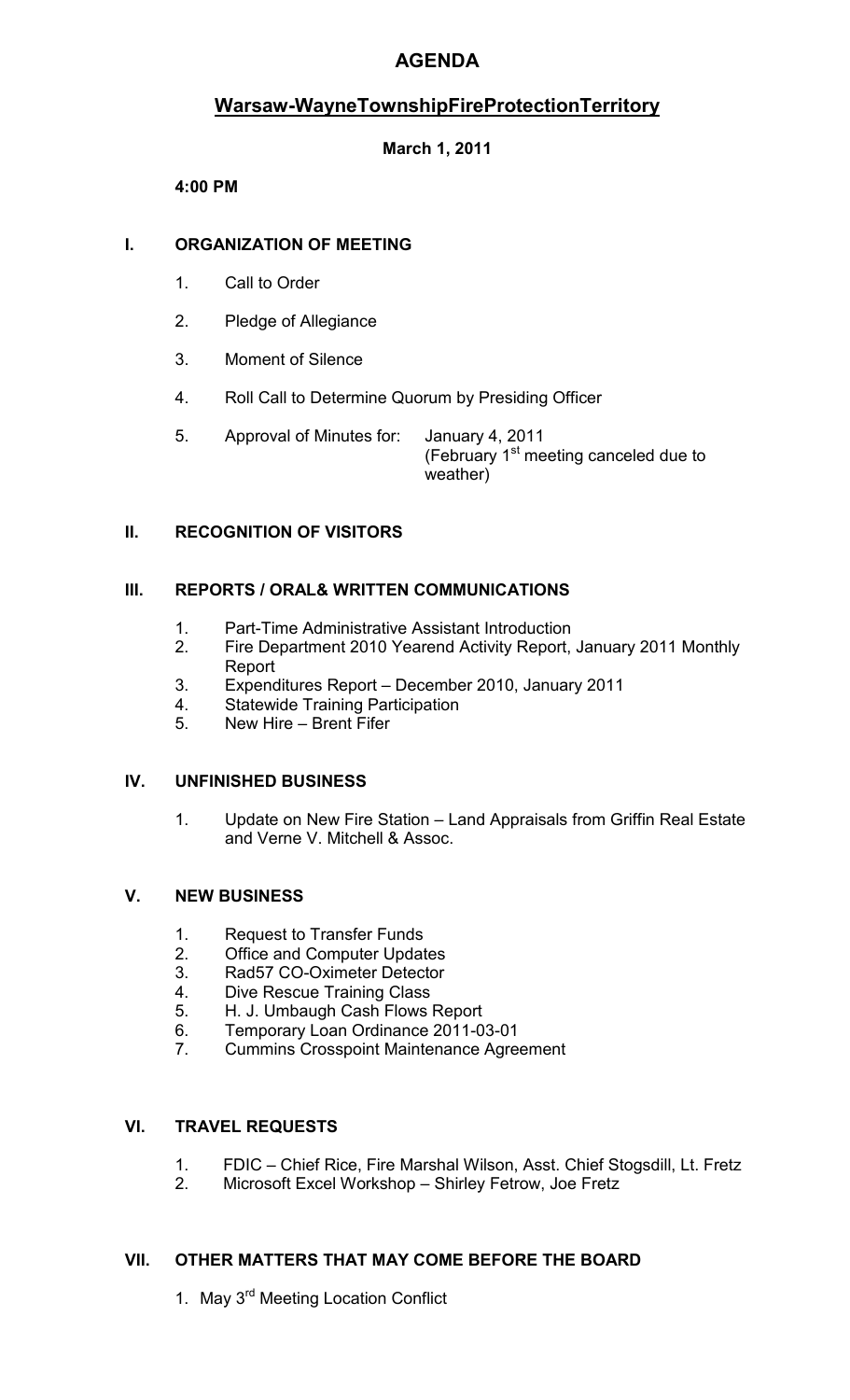# AGENDA

## Warsaw-WayneTownshipFireProtectionTerritory

**March 1, 2011**

**4:00 PM**

## I. ORGANIZATION OF MEETING

1. Call to Order
2. Pledge of Allegiance
3. Moment of Silence
4. Roll Call to Determine Quorum by Presiding Officer
5. Approval of Minutes for: January 4, 2011 (February 1st meeting canceled due to weather)

## II. RECOGNITION OF VISITORS

## III. REPORTS / ORAL& WRITTEN COMMUNICATIONS

1. Part-Time Administrative Assistant Introduction
2. Fire Department 2010 Yearend Activity Report, January 2011 Monthly Report
3. Expenditures Report – December 2010, January 2011
4. Statewide Training Participation
5. New Hire – Brent Fifer

## IV. UNFINISHED BUSINESS

1. Update on New Fire Station – Land Appraisals from Griffin Real Estate and Verne V. Mitchell & Assoc.

## V. NEW BUSINESS

1. Request to Transfer Funds
2. Office and Computer Updates
3. Rad57 CO-Oximeter Detector
4. Dive Rescue Training Class
5. H. J. Umbaugh Cash Flows Report
6. Temporary Loan Ordinance 2011-03-01
7. Cummins Crosspoint Maintenance Agreement

## VI. TRAVEL REQUESTS

1. FDIC – Chief Rice, Fire Marshal Wilson, Asst. Chief Stogsdill, Lt. Fretz
2. Microsoft Excel Workshop – Shirley Fetrow, Joe Fretz

## VII. OTHER MATTERS THAT MAY COME BEFORE THE BOARD

1. May 3rd Meeting Location Conflict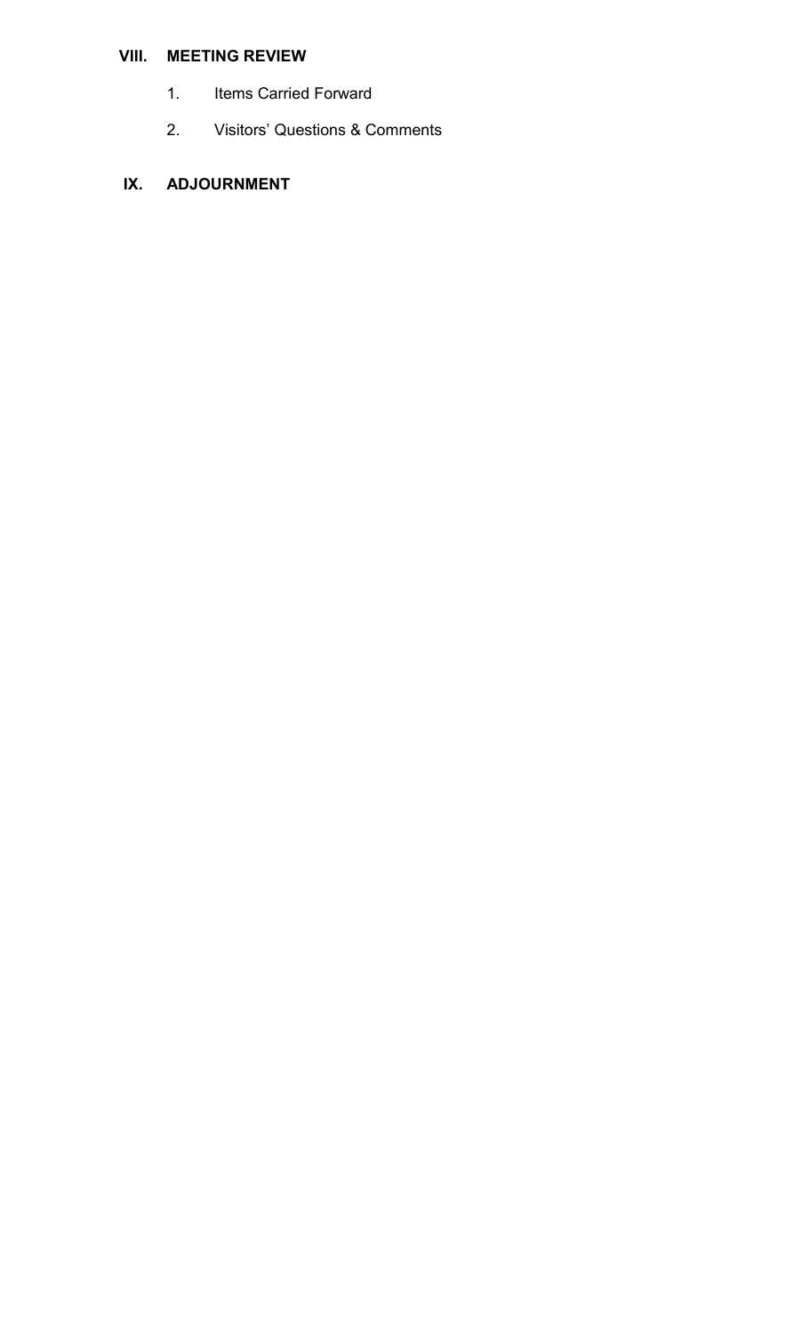## VIII. MEETING REVIEW

1. Items Carried Forward

2. Visitors' Questions & Comments

## IX. ADJOURNMENT